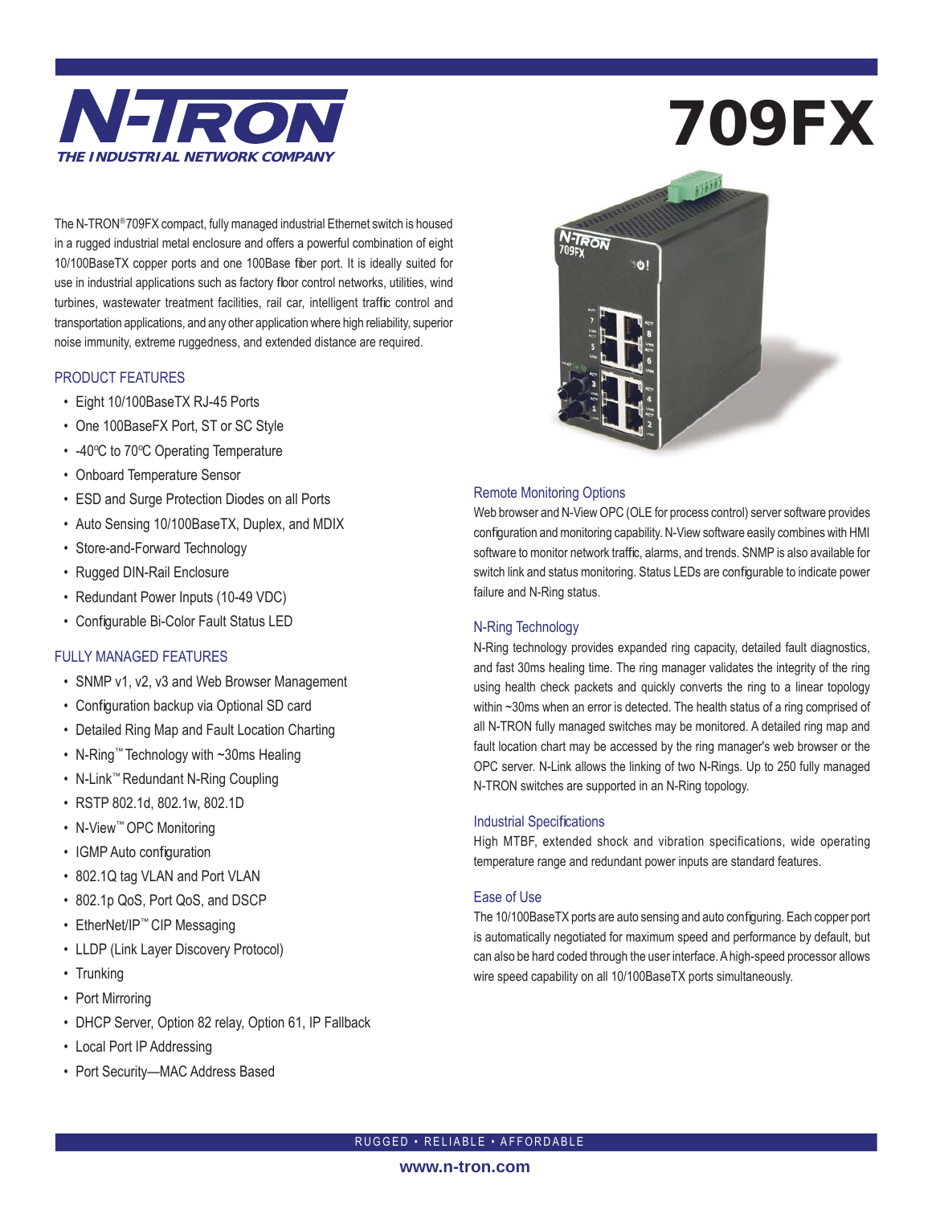# N-TRON

*THE INDUSTRIAL NETWORK COMPANY*

# 709FX

The N-TRON®709FX compact, fully managed industrial Ethernet switch is housed in a rugged industrial metal enclosure and offers a powerful combination of eight 10/100BaseTX copper ports and one 100Base fiber port. It is ideally suited for use in industrial applications such as factory floor control networks, utilities, wind turbines, wastewater treatment facilities, rail car, intelligent traffic control and transportation applications, and any other application where high reliability, superior noise immunity, extreme ruggedness, and extended distance are required.

## PRODUCT FEATURES

- Eight 10/100BaseTX RJ-45 Ports
- One 100BaseFX Port, ST or SC Style
- -40°C to 70°C Operating Temperature
- Onboard Temperature Sensor
- ESD and Surge Protection Diodes on all Ports
- Auto Sensing 10/100BaseTX, Duplex, and MDIX
- Store-and-Forward Technology
- Rugged DIN-Rail Enclosure
- Redundant Power Inputs (10-49 VDC)
- Configurable Bi-Color Fault Status LED

## FULLY MANAGED FEATURES

- SNMP v1, v2, v3 and Web Browser Management
- Configuration backup via Optional SD card
- Detailed Ring Map and Fault Location Charting
- N-Ring™ Technology with ~30ms Healing
- N-Link™ Redundant N-Ring Coupling
- RSTP 802.1d, 802.1w, 802.1D
- N-View™ OPC Monitoring
- IGMP Auto configuration
- 802.1Q tag VLAN and Port VLAN
- 802.1p QoS, Port QoS, and DSCP
- EtherNet/IP™ CIP Messaging
- LLDP (Link Layer Discovery Protocol)
- Trunking
- Port Mirroring
- DHCP Server, Option 82 relay, Option 61, IP Fallback
- Local Port IP Addressing
- Port Security—MAC Address Based

## Remote Monitoring Options

Web browser and N-View OPC (OLE for process control) server software provides configuration and monitoring capability. N-View software easily combines with HMI software to monitor network traffic, alarms, and trends. SNMP is also available for switch link and status monitoring. Status LEDs are configurable to indicate power failure and N-Ring status.

## N-Ring Technology

N-Ring technology provides expanded ring capacity, detailed fault diagnostics, and fast 30ms healing time. The ring manager validates the integrity of the ring using health check packets and quickly converts the ring to a linear topology within ~30ms when an error is detected. The health status of a ring comprised of all N-TRON fully managed switches may be monitored. A detailed ring map and fault location chart may be accessed by the ring manager's web browser or the OPC server. N-Link allows the linking of two N-Rings. Up to 250 fully managed N-TRON switches are supported in an N-Ring topology.

## Industrial Specifications

High MTBF, extended shock and vibration specifications, wide operating temperature range and redundant power inputs are standard features.

## Ease of Use

The 10/100BaseTX ports are auto sensing and auto configuring. Each copper port is automatically negotiated for maximum speed and performance by default, but can also be hard coded through the user interface. A high-speed processor allows wire speed capability on all 10/100BaseTX ports simultaneously.

RUGGED • RELIABLE • AFFORDABLE

www.n-tron.com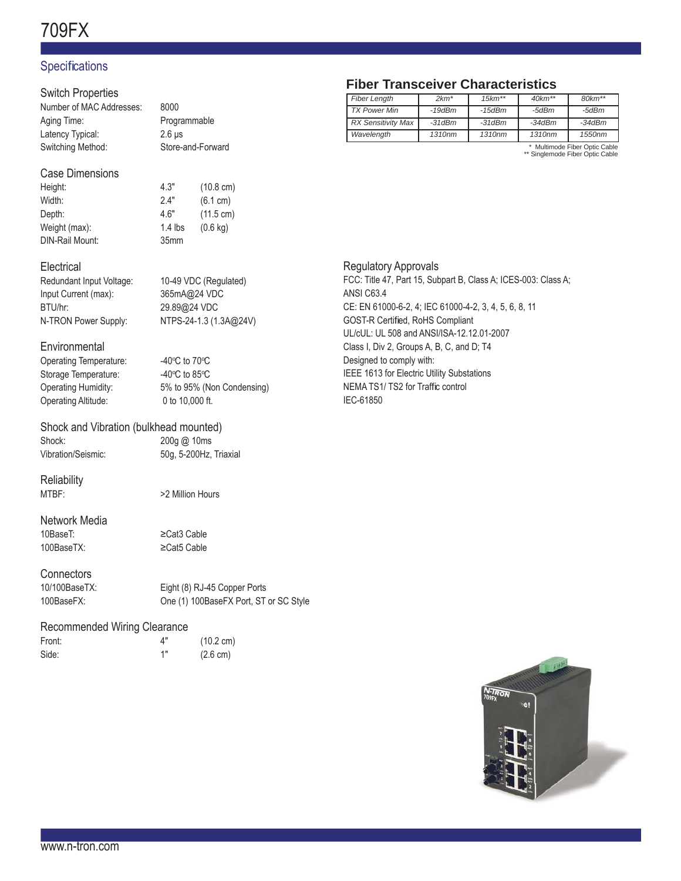# 709FX

## Specifications

### Switch Properties

| | |
|---|---|
| Number of MAC Addresses: | 8000 |
| Aging Time: | Programmable |
| Latency Typical: | 2.6 μs |
| Switching Method: | Store-and-Forward |

### Case Dimensions

| | | |
|---|---|---|
| Height: | 4.3" | (10.8 cm) |
| Width: | 2.4" | (6.1 cm) |
| Depth: | 4.6" | (11.5 cm) |
| Weight (max): | 1.4 lbs | (0.6 kg) |
| DIN-Rail Mount: | 35mm | |

### Electrical

| | |
|---|---|
| Redundant Input Voltage: | 10-49 VDC (Regulated) |
| Input Current (max): | 365mA@24 VDC |
| BTU/hr: | 29.89@24 VDC |
| N-TRON Power Supply: | NTPS-24-1.3 (1.3A@24V) |

### Environmental

| | |
|---|---|
| Operating Temperature: | -40°C to 70°C |
| Storage Temperature: | -40°C to 85°C |
| Operating Humidity: | 5% to 95% (Non Condensing) |
| Operating Altitude: | 0 to 10,000 ft. |

### Shock and Vibration (bulkhead mounted)

| | |
|---|---|
| Shock: | 200g @ 10ms |
| Vibration/Seismic: | 50g, 5-200Hz, Triaxial |

### Reliability

| | |
|---|---|
| MTBF: | >2 Million Hours |

### Network Media

| | |
|---|---|
| 10BaseT: | ≥Cat3 Cable |
| 100BaseTX: | ≥Cat5 Cable |

### Connectors

| | |
|---|---|
| 10/100BaseTX: | Eight (8) RJ-45 Copper Ports |
| 100BaseFX: | One (1) 100BaseFX Port, ST or SC Style |

### Recommended Wiring Clearance

| | | |
|---|---|---|
| Front: | 4" | (10.2 cm) |
| Side: | 1" | (2.6 cm) |

## Fiber Transceiver Characteristics

| *Fiber Length* | *2km** | *15km*** | *40km*** | *80km*** |
|---|---|---|---|---|
| *TX Power Min* | *-19dBm* | *-15dBm* | *-5dBm* | *-5dBm* |
| *RX Sensitivity Max* | *-31dBm* | *-31dBm* | *-34dBm* | *-34dBm* |
| *Wavelength* | *1310nm* | *1310nm* | *1310nm* | *1550nm* |

\* Multimode Fiber Optic Cable
\*\* Singlemode Fiber Optic Cable

### Regulatory Approvals

FCC: Title 47, Part 15, Subpart B, Class A; ICES-003: Class A;
ANSI C63.4
CE: EN 61000-6-2, 4; IEC 61000-4-2, 3, 4, 5, 6, 8, 11
GOST-R Certified, RoHS Compliant
UL/cUL: UL 508 and ANSI/ISA-12.12.01-2007
Class I, Div 2, Groups A, B, C, and D; T4
Designed to comply with:
IEEE 1613 for Electric Utility Substations
NEMA TS1/ TS2 for Traffic control
IEC-61850

www.n-tron.com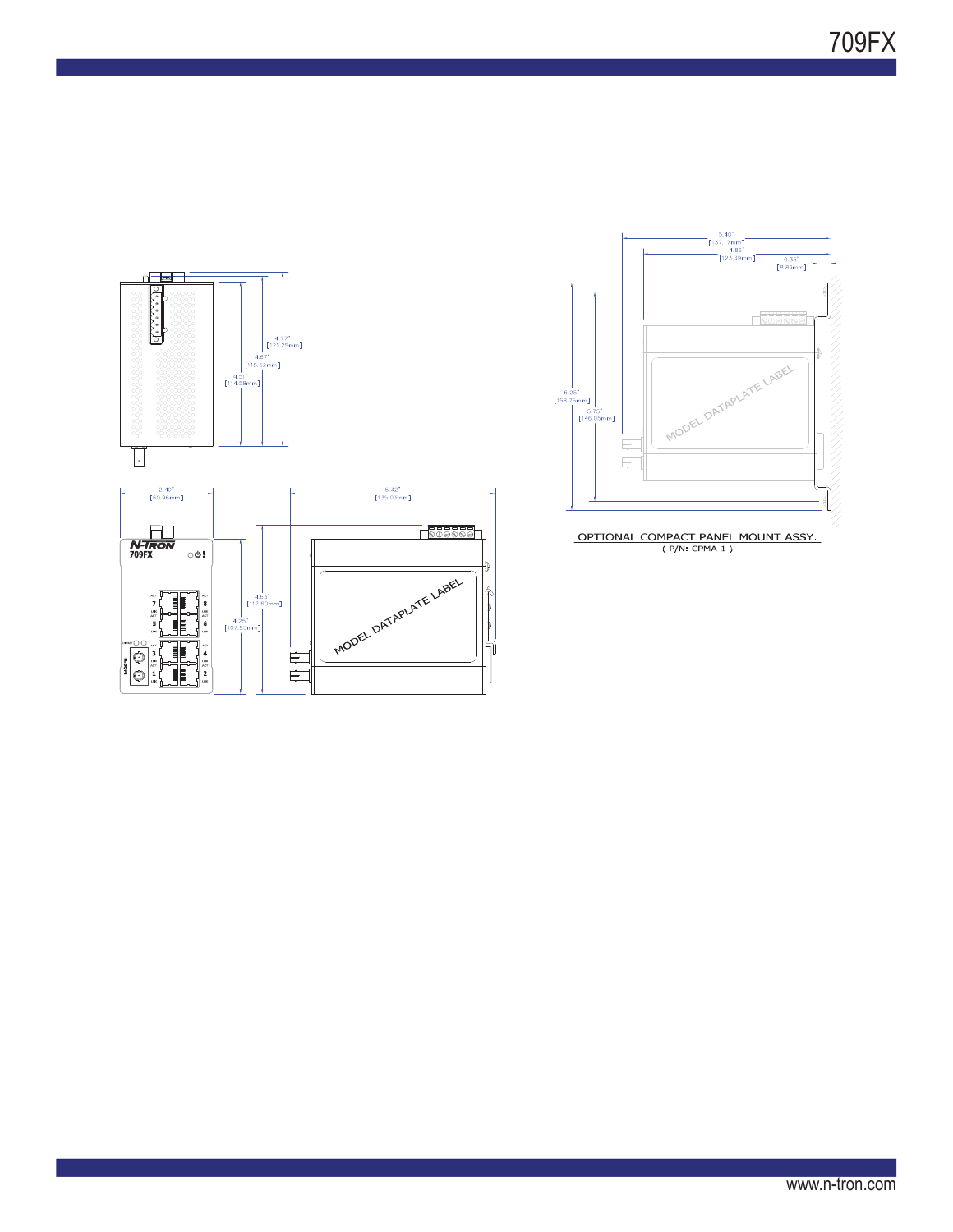4.77"
[121.25mm]

4.67"
[118.52mm]

4.51"
[114.58mm]

2.40"
[60.96mm]

5.32"
[135.05mm]

N-TRON
709FX

4.63"
[117.60mm]

4.25"
[107.95mm]

MODEL DATAPLATE LABEL

5.40"
[137.17mm]

4.86"
[123.49mm]

0.35"
[8.85mm]

6.25"
[158.75mm]

5.75"
[146.05mm]

MODEL DATAPLATE LABEL

OPTIONAL COMPACT PANEL MOUNT ASSY.
( P/N: CPMA-1 )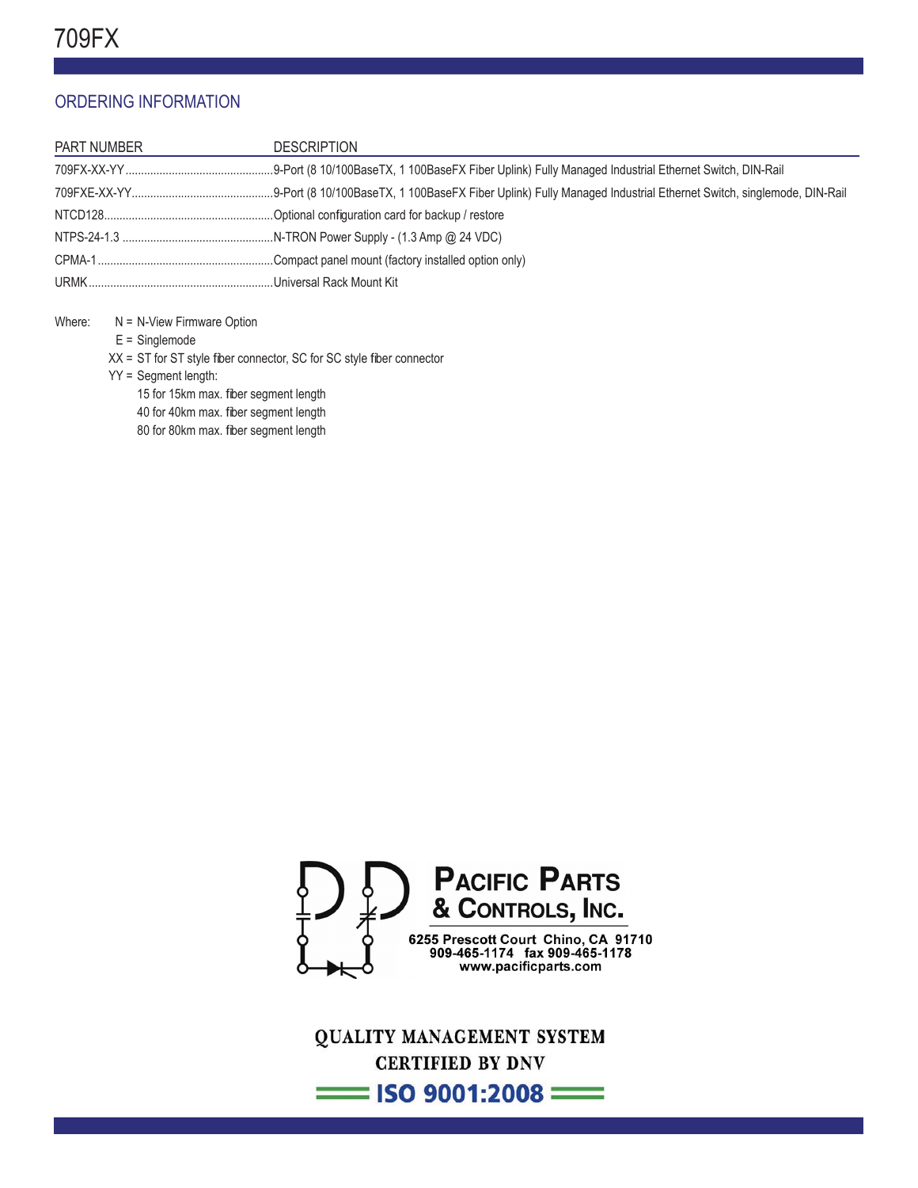## ORDERING INFORMATION

| PART NUMBER | DESCRIPTION |
|---|---|
| 709FX-XX-YY | 9-Port (8 10/100BaseTX, 1 100BaseFX Fiber Uplink) Fully Managed Industrial Ethernet Switch, DIN-Rail |
| 709FXE-XX-YY | 9-Port (8 10/100BaseTX, 1 100BaseFX Fiber Uplink) Fully Managed Industrial Ethernet Switch, singlemode, DIN-Rail |
| NTCD128 | Optional configuration card for backup / restore |
| NTPS-24-1.3 | N-TRON Power Supply - (1.3 Amp @ 24 VDC) |
| CPMA-1 | Compact panel mount (factory installed option only) |
| URMK | Universal Rack Mount Kit |

Where:
- N = N-View Firmware Option
- E = Singlemode
- XX = ST for ST style fiber connector, SC for SC style fiber connector
- YY = Segment length:
  - 15 for 15km max. fiber segment length
  - 40 for 40km max. fiber segment length
  - 80 for 80km max. fiber segment length

**Pacific Parts & Controls, Inc.**
6255 Prescott Court Chino, CA 91710
909-465-1174 fax 909-465-1178
www.pacificparts.com

QUALITY MANAGEMENT SYSTEM
CERTIFIED BY DNV
ISO 9001:2008